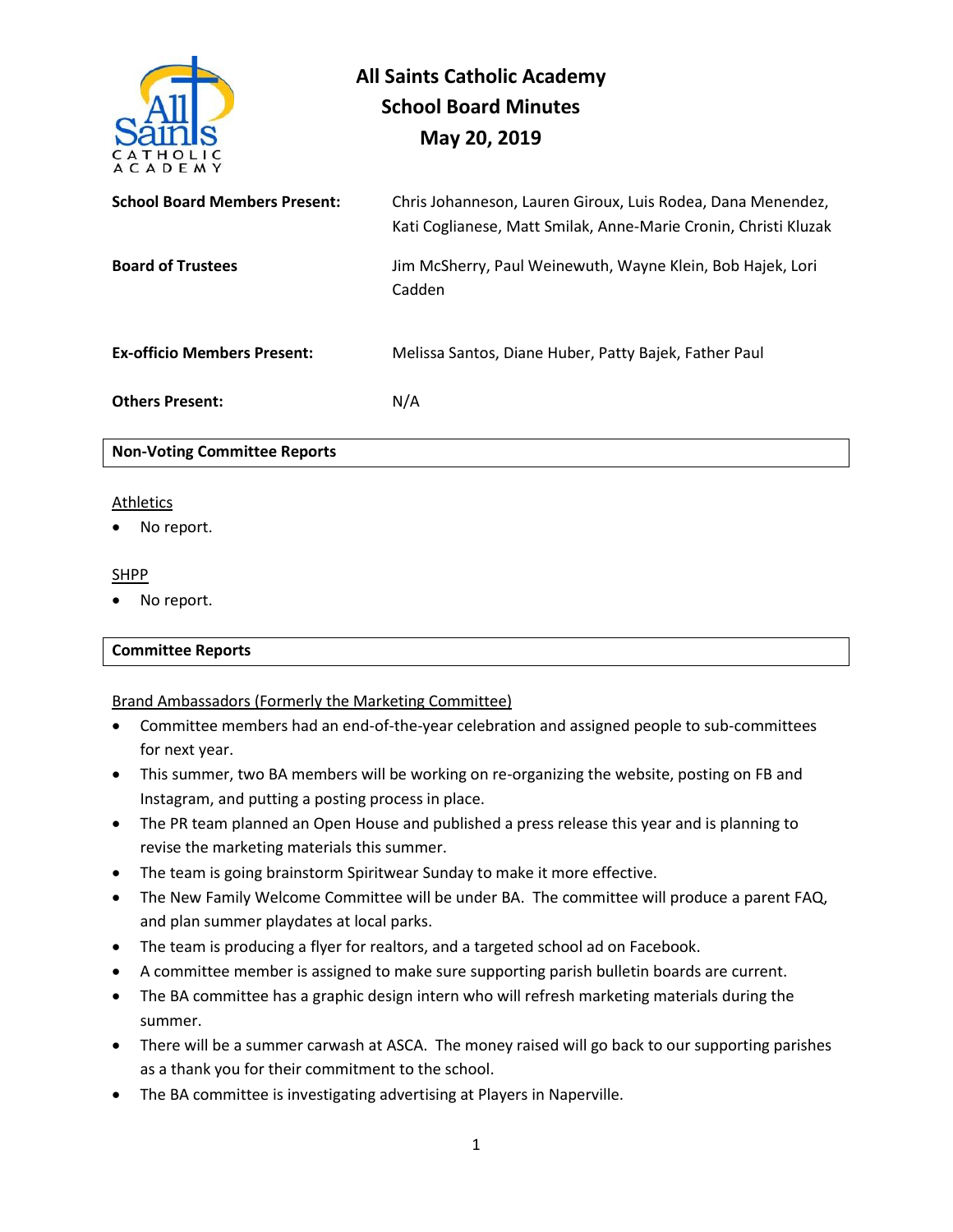# All Saints Catholic Academy
## School Board Minutes
### May 20, 2019

| | |
|---|---|
| **School Board Members Present:** | Chris Johanneson, Lauren Giroux, Luis Rodea, Dana Menendez, Kati Coglianese, Matt Smilak, Anne-Marie Cronin, Christi Kluzak |
| **Board of Trustees** | Jim McSherry, Paul Weinewuth, Wayne Klein, Bob Hajek, Lori Cadden |
| **Ex-officio Members Present:** | Melissa Santos, Diane Huber, Patty Bajek, Father Paul |
| **Others Present:** | N/A |

## Non-Voting Committee Reports

Athletics

- No report.

SHPP

- No report.

## Committee Reports

Brand Ambassadors (Formerly the Marketing Committee)

- Committee members had an end-of-the-year celebration and assigned people to sub-committees for next year.
- This summer, two BA members will be working on re-organizing the website, posting on FB and Instagram, and putting a posting process in place.
- The PR team planned an Open House and published a press release this year and is planning to revise the marketing materials this summer.
- The team is going brainstorm Spiritwear Sunday to make it more effective.
- The New Family Welcome Committee will be under BA. The committee will produce a parent FAQ, and plan summer playdates at local parks.
- The team is producing a flyer for realtors, and a targeted school ad on Facebook.
- A committee member is assigned to make sure supporting parish bulletin boards are current.
- The BA committee has a graphic design intern who will refresh marketing materials during the summer.
- There will be a summer carwash at ASCA. The money raised will go back to our supporting parishes as a thank you for their commitment to the school.
- The BA committee is investigating advertising at Players in Naperville.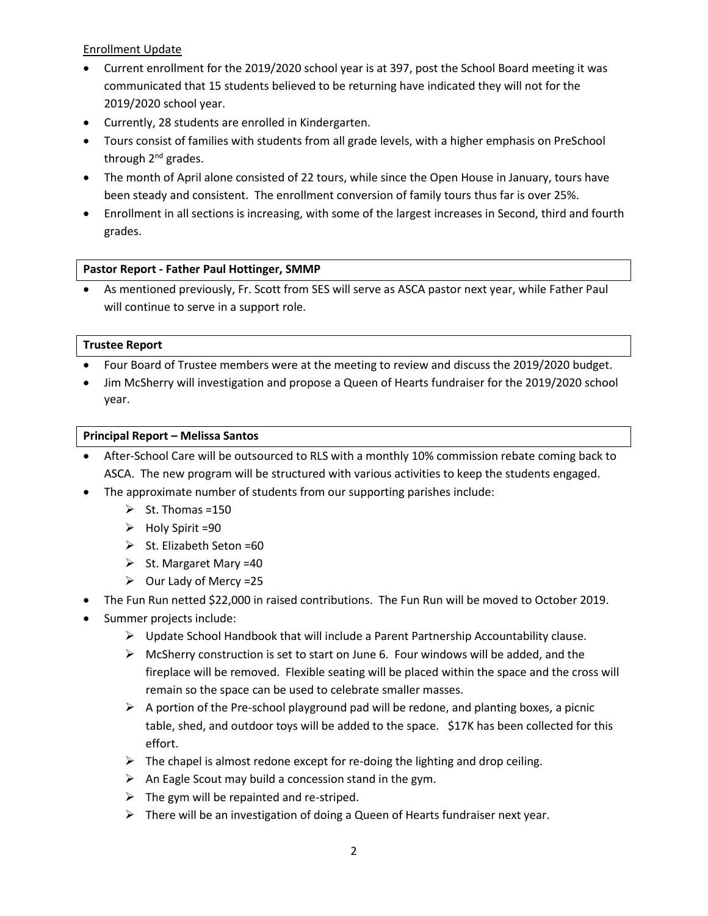Enrollment Update

- Current enrollment for the 2019/2020 school year is at 397, post the School Board meeting it was communicated that 15 students believed to be returning have indicated they will not for the 2019/2020 school year.
- Currently, 28 students are enrolled in Kindergarten.
- Tours consist of families with students from all grade levels, with a higher emphasis on PreSchool through 2nd grades.
- The month of April alone consisted of 22 tours, while since the Open House in January, tours have been steady and consistent. The enrollment conversion of family tours thus far is over 25%.
- Enrollment in all sections is increasing, with some of the largest increases in Second, third and fourth grades.

**Pastor Report - Father Paul Hottinger, SMMP**

- As mentioned previously, Fr. Scott from SES will serve as ASCA pastor next year, while Father Paul will continue to serve in a support role.

**Trustee Report**

- Four Board of Trustee members were at the meeting to review and discuss the 2019/2020 budget.
- Jim McSherry will investigation and propose a Queen of Hearts fundraiser for the 2019/2020 school year.

**Principal Report – Melissa Santos**

- After-School Care will be outsourced to RLS with a monthly 10% commission rebate coming back to ASCA. The new program will be structured with various activities to keep the students engaged.
- The approximate number of students from our supporting parishes include:
  - St. Thomas =150
  - Holy Spirit =90
  - St. Elizabeth Seton =60
  - St. Margaret Mary =40
  - Our Lady of Mercy =25
- The Fun Run netted $22,000 in raised contributions. The Fun Run will be moved to October 2019.
- Summer projects include:
  - Update School Handbook that will include a Parent Partnership Accountability clause.
  - McSherry construction is set to start on June 6. Four windows will be added, and the fireplace will be removed. Flexible seating will be placed within the space and the cross will remain so the space can be used to celebrate smaller masses.
  - A portion of the Pre-school playground pad will be redone, and planting boxes, a picnic table, shed, and outdoor toys will be added to the space. $17K has been collected for this effort.
  - The chapel is almost redone except for re-doing the lighting and drop ceiling.
  - An Eagle Scout may build a concession stand in the gym.
  - The gym will be repainted and re-striped.
  - There will be an investigation of doing a Queen of Hearts fundraiser next year.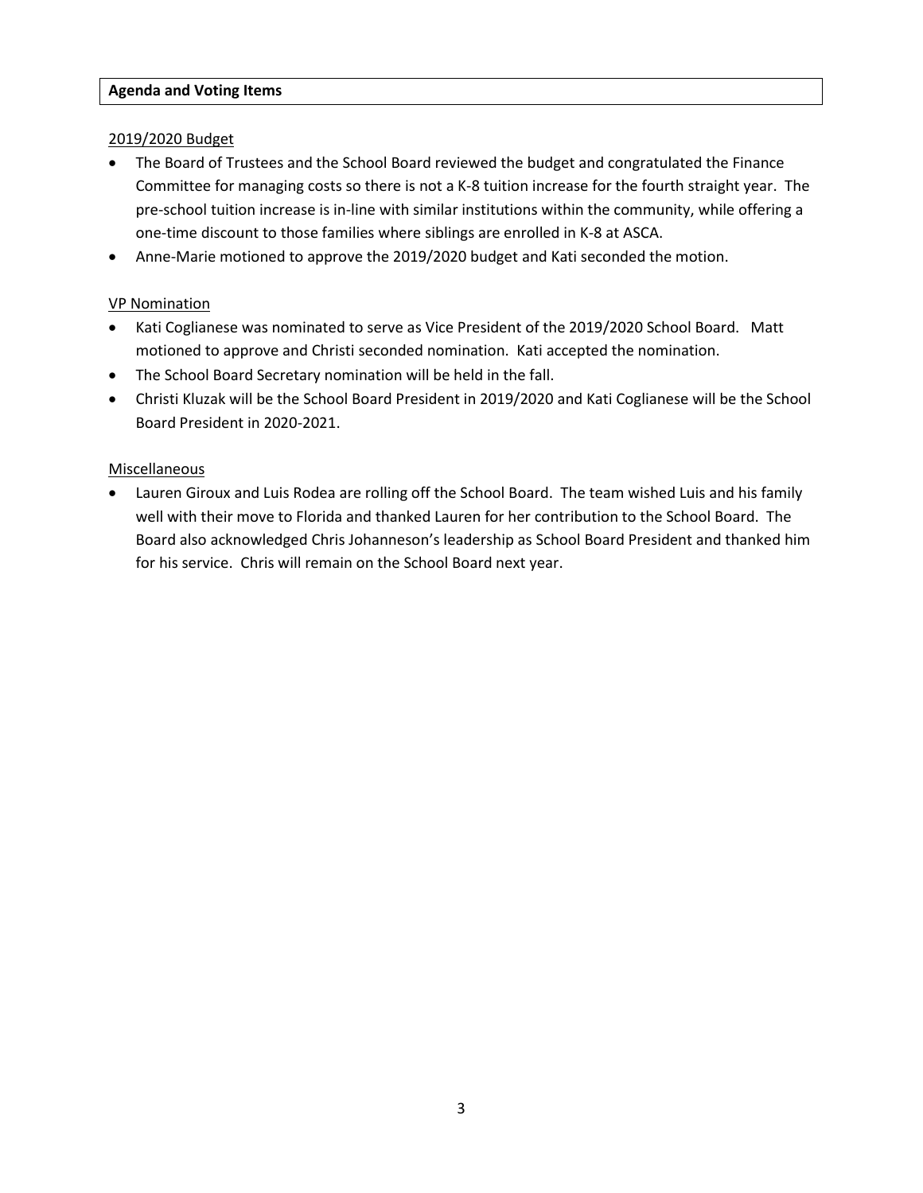**Agenda and Voting Items**

2019/2020 Budget

- The Board of Trustees and the School Board reviewed the budget and congratulated the Finance Committee for managing costs so there is not a K-8 tuition increase for the fourth straight year. The pre-school tuition increase is in-line with similar institutions within the community, while offering a one-time discount to those families where siblings are enrolled in K-8 at ASCA.
- Anne-Marie motioned to approve the 2019/2020 budget and Kati seconded the motion.

VP Nomination

- Kati Coglianese was nominated to serve as Vice President of the 2019/2020 School Board. Matt motioned to approve and Christi seconded nomination. Kati accepted the nomination.
- The School Board Secretary nomination will be held in the fall.
- Christi Kluzak will be the School Board President in 2019/2020 and Kati Coglianese will be the School Board President in 2020-2021.

Miscellaneous

- Lauren Giroux and Luis Rodea are rolling off the School Board. The team wished Luis and his family well with their move to Florida and thanked Lauren for her contribution to the School Board. The Board also acknowledged Chris Johanneson's leadership as School Board President and thanked him for his service. Chris will remain on the School Board next year.